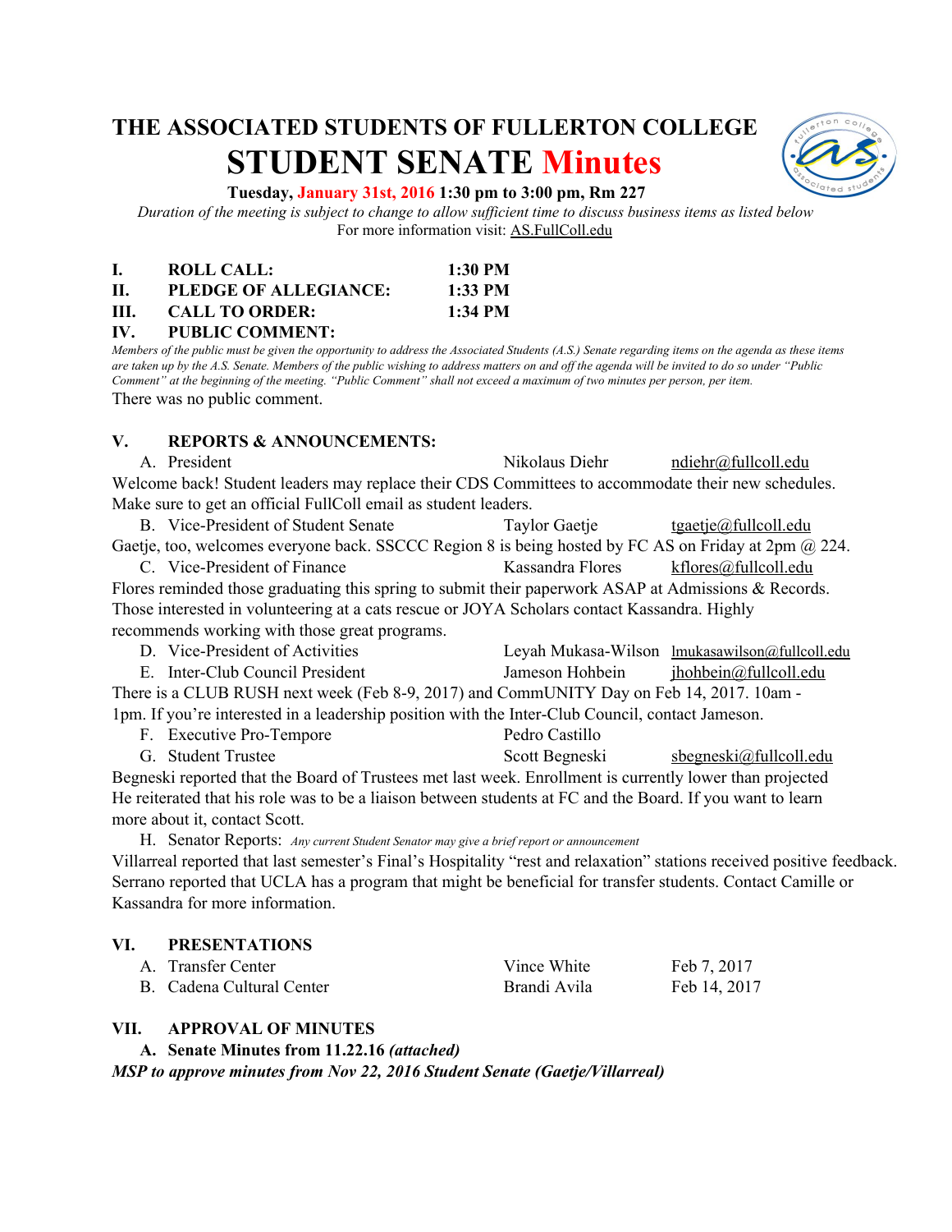# THE ASSOCIATED STUDENTS OF FULLERTON COLLEGE

# STUDENT SENATE Minutes

**Tuesday, January 31st, 2016 1:30 pm to 3:00 pm, Rm 227**

*Duration of the meeting is subject to change to allow sufficient time to discuss business items as listed below*

For more information visit: AS.FullColl.edu

**I. ROLL CALL: 1:30 PM**

**II. PLEDGE OF ALLEGIANCE: 1:33 PM**

**III. CALL TO ORDER: 1:34 PM**

**IV. PUBLIC COMMENT:**

*Members of the public must be given the opportunity to address the Associated Students (A.S.) Senate regarding items on the agenda as these items are taken up by the A.S. Senate. Members of the public wishing to address matters on and off the agenda will be invited to do so under "Public Comment" at the beginning of the meeting. "Public Comment" shall not exceed a maximum of two minutes per person, per item.*

There was no public comment.

**V. REPORTS & ANNOUNCEMENTS:**

A. President — Nikolaus Diehr — ndiehr@fullcoll.edu

Welcome back! Student leaders may replace their CDS Committees to accommodate their new schedules. Make sure to get an official FullColl email as student leaders.

B. Vice-President of Student Senate — Taylor Gaetje — tgaetje@fullcoll.edu

Gaetje, too, welcomes everyone back. SSCCC Region 8 is being hosted by FC AS on Friday at 2pm @ 224.

C. Vice-President of Finance — Kassandra Flores — kflores@fullcoll.edu

Flores reminded those graduating this spring to submit their paperwork ASAP at Admissions & Records. Those interested in volunteering at a cats rescue or JOYA Scholars contact Kassandra. Highly recommends working with those great programs.

D. Vice-President of Activities — Leyah Mukasa-Wilson — lmukasawilson@fullcoll.edu

E. Inter-Club Council President — Jameson Hohbein — jhohbein@fullcoll.edu

There is a CLUB RUSH next week (Feb 8-9, 2017) and CommUNITY Day on Feb 14, 2017. 10am - 1pm. If you're interested in a leadership position with the Inter-Club Council, contact Jameson.

F. Executive Pro-Tempore — Pedro Castillo

G. Student Trustee — Scott Begneski — sbegneski@fullcoll.edu

Begneski reported that the Board of Trustees met last week. Enrollment is currently lower than projected He reiterated that his role was to be a liaison between students at FC and the Board. If you want to learn more about it, contact Scott.

H. Senator Reports: *Any current Student Senator may give a brief report or announcement*

Villarreal reported that last semester's Final's Hospitality "rest and relaxation" stations received positive feedback. Serrano reported that UCLA has a program that might be beneficial for transfer students. Contact Camille or Kassandra for more information.

**VI. PRESENTATIONS**

| | | |
|---|---|---|
| A. Transfer Center | Vince White | Feb 7, 2017 |
| B. Cadena Cultural Center | Brandi Avila | Feb 14, 2017 |

**VII. APPROVAL OF MINUTES**

**A. Senate Minutes from 11.22.16 *(attached)***

***MSP to approve minutes from Nov 22, 2016 Student Senate (Gaetje/Villarreal)***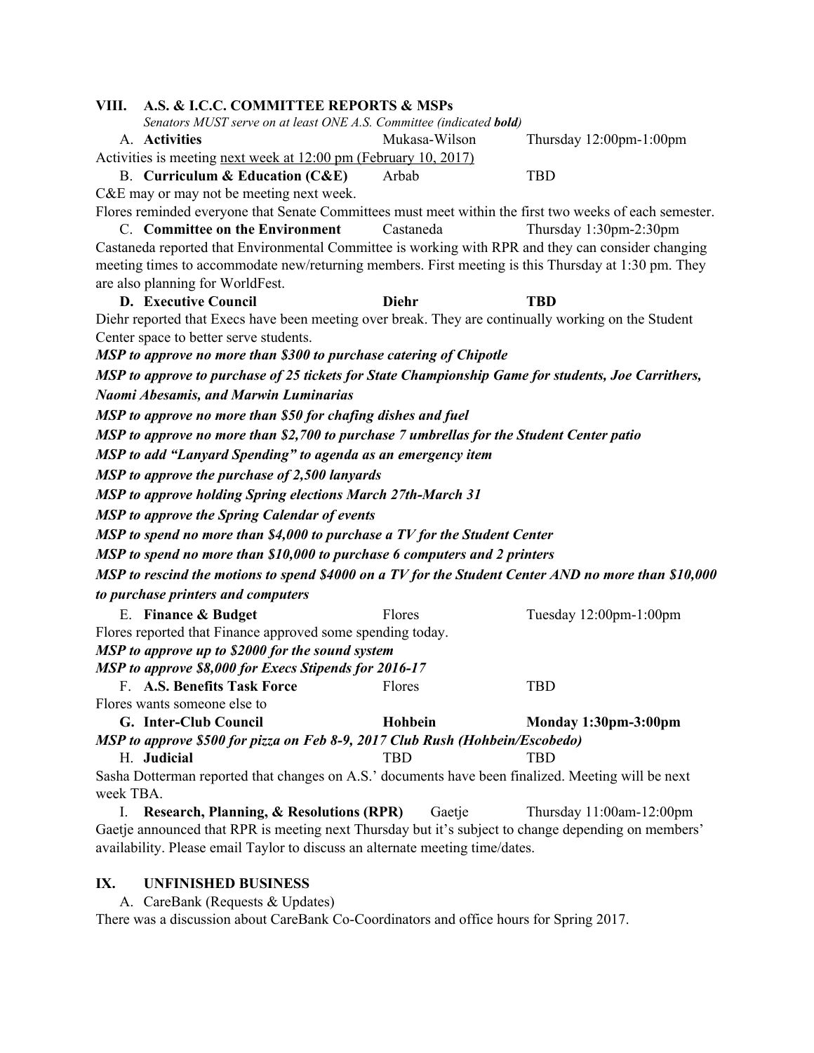## VIII. A.S. & I.C.C. COMMITTEE REPORTS & MSPs

*Senators MUST serve on at least ONE A.S. Committee (indicated **bold**)*

A. **Activities** Mukasa-Wilson Thursday 12:00pm-1:00pm

Activities is meeting next week at 12:00 pm (February 10, 2017)

B. **Curriculum & Education (C&E)** Arbab TBD

C&E may or may not be meeting next week.

Flores reminded everyone that Senate Committees must meet within the first two weeks of each semester.

C. **Committee on the Environment** Castaneda Thursday 1:30pm-2:30pm

Castaneda reported that Environmental Committee is working with RPR and they can consider changing meeting times to accommodate new/returning members. First meeting is this Thursday at 1:30 pm. They are also planning for WorldFest.

**D. Executive Council** **Diehr** **TBD**

Diehr reported that Execs have been meeting over break. They are continually working on the Student Center space to better serve students.

***MSP to approve no more than $300 to purchase catering of Chipotle***

***MSP to approve to purchase of 25 tickets for State Championship Game for students, Joe Carrithers, Naomi Abesamis, and Marwin Luminarias***

***MSP to approve no more than $50 for chafing dishes and fuel***

***MSP to approve no more than $2,700 to purchase 7 umbrellas for the Student Center patio***

***MSP to add "Lanyard Spending" to agenda as an emergency item***

***MSP to approve the purchase of 2,500 lanyards***

***MSP to approve holding Spring elections March 27th-March 31***

***MSP to approve the Spring Calendar of events***

***MSP to spend no more than $4,000 to purchase a TV for the Student Center***

***MSP to spend no more than $10,000 to purchase 6 computers and 2 printers***

***MSP to rescind the motions to spend $4000 on a TV for the Student Center AND no more than $10,000 to purchase printers and computers***

E. **Finance & Budget** Flores Tuesday 12:00pm-1:00pm

Flores reported that Finance approved some spending today.

***MSP to approve up to $2000 for the sound system***

***MSP to approve $8,000 for Execs Stipends for 2016-17***

F. **A.S. Benefits Task Force** Flores TBD

Flores wants someone else to

**G. Inter-Club Council** **Hohbein** **Monday 1:30pm-3:00pm**

***MSP to approve $500 for pizza on Feb 8-9, 2017 Club Rush (Hohbein/Escobedo)***

H. **Judicial** TBD TBD

Sasha Dotterman reported that changes on A.S.' documents have been finalized. Meeting will be next week TBA.

I. **Research, Planning, & Resolutions (RPR)** Gaetje Thursday 11:00am-12:00pm

Gaetje announced that RPR is meeting next Thursday but it's subject to change depending on members' availability. Please email Taylor to discuss an alternate meeting time/dates.

## IX. UNFINISHED BUSINESS

A. CareBank (Requests & Updates)

There was a discussion about CareBank Co-Coordinators and office hours for Spring 2017.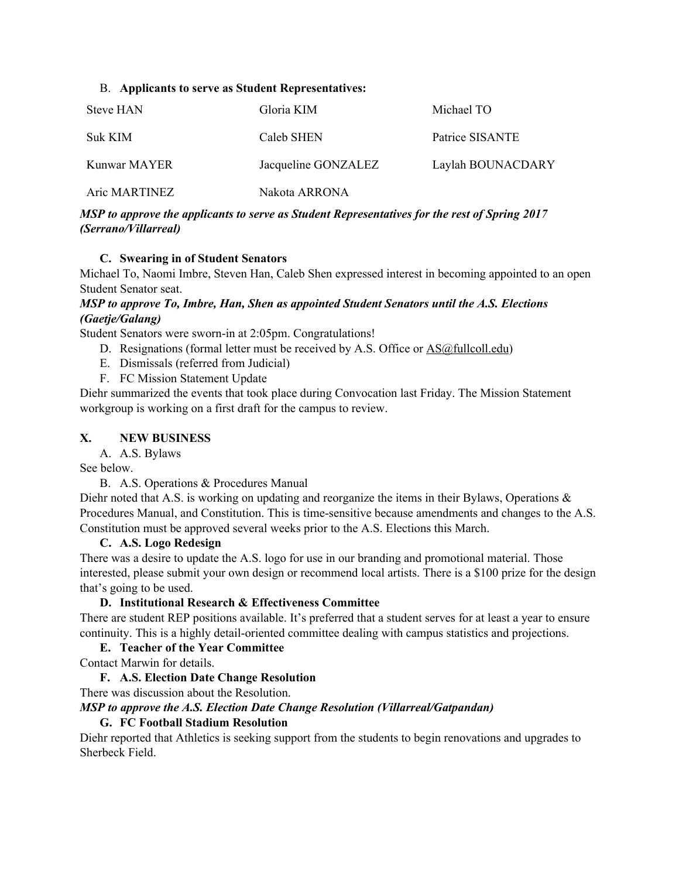B. **Applicants to serve as Student Representatives:**

| | | |
|---|---|---|
| Steve HAN | Gloria KIM | Michael TO |
| Suk KIM | Caleb SHEN | Patrice SISANTE |
| Kunwar MAYER | Jacqueline GONZALEZ | Laylah BOUNACDARY |
| Aric MARTINEZ | Nakota ARRONA | |

***MSP to approve the applicants to serve as Student Representatives for the rest of Spring 2017 (Serrano/Villarreal)***

**C. Swearing in of Student Senators**

Michael To, Naomi Imbre, Steven Han, Caleb Shen expressed interest in becoming appointed to an open Student Senator seat.

***MSP to approve To, Imbre, Han, Shen as appointed Student Senators until the A.S. Elections (Gaetje/Galang)***

Student Senators were sworn-in at 2:05pm. Congratulations!

D. Resignations (formal letter must be received by A.S. Office or AS@fullcoll.edu)

E. Dismissals (referred from Judicial)

F. FC Mission Statement Update

Diehr summarized the events that took place during Convocation last Friday. The Mission Statement workgroup is working on a first draft for the campus to review.

## X. NEW BUSINESS

A. A.S. Bylaws

See below.

B. A.S. Operations & Procedures Manual

Diehr noted that A.S. is working on updating and reorganize the items in their Bylaws, Operations & Procedures Manual, and Constitution. This is time-sensitive because amendments and changes to the A.S. Constitution must be approved several weeks prior to the A.S. Elections this March.

**C. A.S. Logo Redesign**

There was a desire to update the A.S. logo for use in our branding and promotional material. Those interested, please submit your own design or recommend local artists. There is a $100 prize for the design that's going to be used.

**D. Institutional Research & Effectiveness Committee**

There are student REP positions available. It's preferred that a student serves for at least a year to ensure continuity. This is a highly detail-oriented committee dealing with campus statistics and projections.

**E. Teacher of the Year Committee**

Contact Marwin for details.

**F. A.S. Election Date Change Resolution**

There was discussion about the Resolution.

***MSP to approve the A.S. Election Date Change Resolution (Villarreal/Gatpandan)***

**G. FC Football Stadium Resolution**

Diehr reported that Athletics is seeking support from the students to begin renovations and upgrades to Sherbeck Field.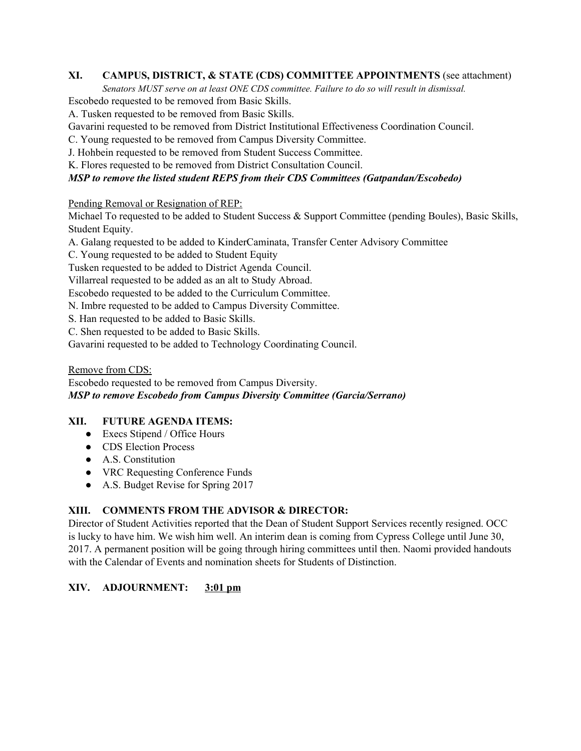## XI. CAMPUS, DISTRICT, & STATE (CDS) COMMITTEE APPOINTMENTS (see attachment)

*Senators MUST serve on at least ONE CDS committee. Failure to do so will result in dismissal.*

Escobedo requested to be removed from Basic Skills.
A. Tusken requested to be removed from Basic Skills.
Gavarini requested to be removed from District Institutional Effectiveness Coordination Council.
C. Young requested to be removed from Campus Diversity Committee.
J. Hohbein requested to be removed from Student Success Committee.
K. Flores requested to be removed from District Consultation Council.
***MSP to remove the listed student REPS from their CDS Committees (Gatpandan/Escobedo)***

<u>Pending Removal or Resignation of REP:</u>
Michael To requested to be added to Student Success & Support Committee (pending Boules), Basic Skills, Student Equity.
A. Galang requested to be added to KinderCaminata, Transfer Center Advisory Committee
C. Young requested to be added to Student Equity
Tusken requested to be added to District Agenda Council.
Villarreal requested to be added as an alt to Study Abroad.
Escobedo requested to be added to the Curriculum Committee.
N. Imbre requested to be added to Campus Diversity Committee.
S. Han requested to be added to Basic Skills.
C. Shen requested to be added to Basic Skills.
Gavarini requested to be added to Technology Coordinating Council.

<u>Remove from CDS:</u>
Escobedo requested to be removed from Campus Diversity.
***MSP to remove Escobedo from Campus Diversity Committee (Garcia/Serrano)***

## XII. FUTURE AGENDA ITEMS:

- Execs Stipend / Office Hours
- CDS Election Process
- A.S. Constitution
- VRC Requesting Conference Funds
- A.S. Budget Revise for Spring 2017

## XIII. COMMENTS FROM THE ADVISOR & DIRECTOR:

Director of Student Activities reported that the Dean of Student Support Services recently resigned. OCC is lucky to have him. We wish him well. An interim dean is coming from Cypress College until June 30, 2017. A permanent position will be going through hiring committees until then. Naomi provided handouts with the Calendar of Events and nomination sheets for Students of Distinction.

## XIV. ADJOURNMENT: <u>3:01 pm</u>